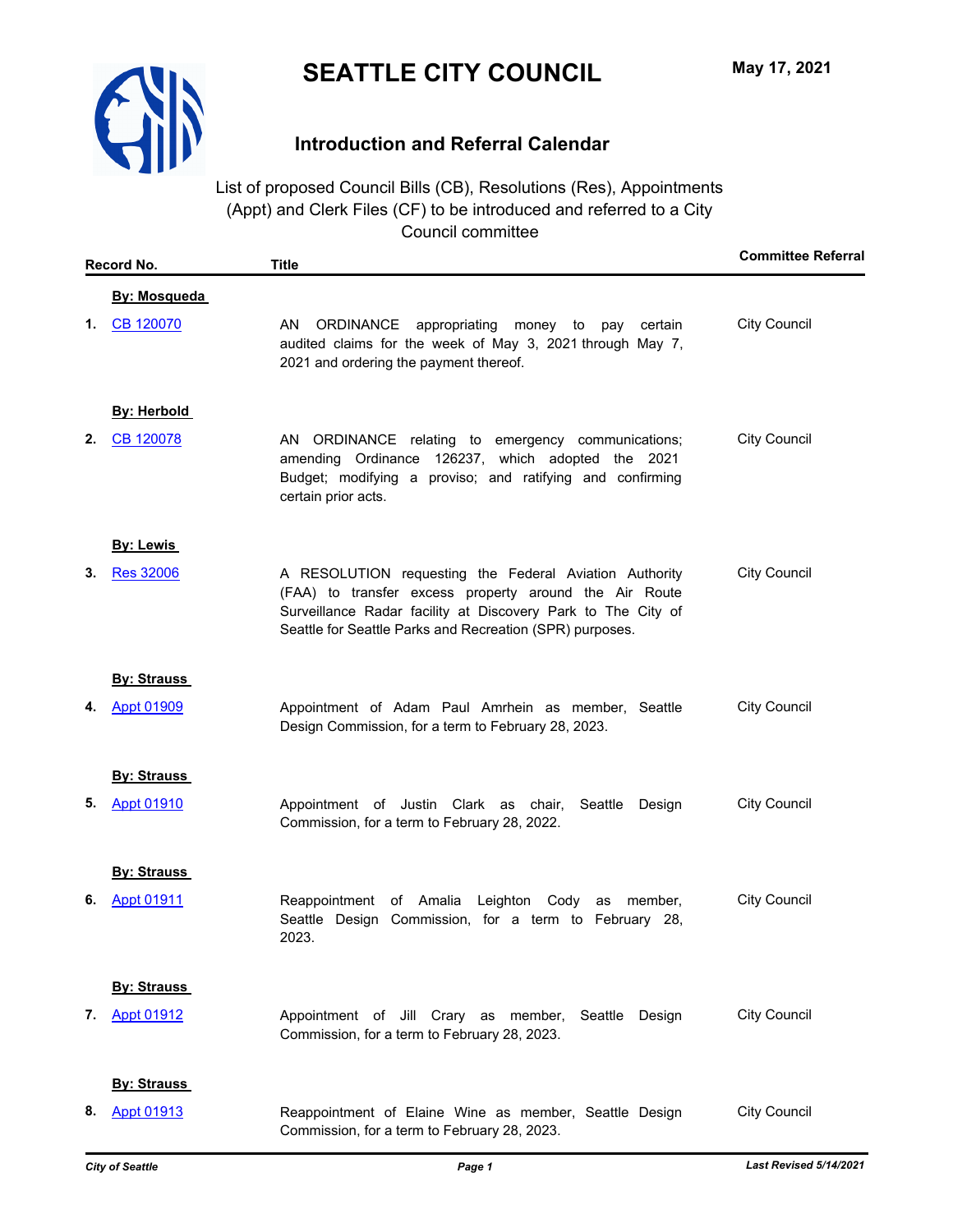# SEATTLE CITY COUNCIL

May 17, 2021

## Introduction and Referral Calendar

List of proposed Council Bills (CB), Resolutions (Res), Appointments (Appt) and Clerk Files (CF) to be introduced and referred to a City Council committee

| Record No. | Title | Committee Referral |
|---|---|---|
| **By: Mosqueda** | | |
| 1. CB 120070 | AN ORDINANCE appropriating money to pay certain audited claims for the week of May 3, 2021 through May 7, 2021 and ordering the payment thereof. | City Council |
| **By: Herbold** | | |
| 2. CB 120078 | AN ORDINANCE relating to emergency communications; amending Ordinance 126237, which adopted the 2021 Budget; modifying a proviso; and ratifying and confirming certain prior acts. | City Council |
| **By: Lewis** | | |
| 3. Res 32006 | A RESOLUTION requesting the Federal Aviation Authority (FAA) to transfer excess property around the Air Route Surveillance Radar facility at Discovery Park to The City of Seattle for Seattle Parks and Recreation (SPR) purposes. | City Council |
| **By: Strauss** | | |
| 4. Appt 01909 | Appointment of Adam Paul Amrhein as member, Seattle Design Commission, for a term to February 28, 2023. | City Council |
| **By: Strauss** | | |
| 5. Appt 01910 | Appointment of Justin Clark as chair, Seattle Design Commission, for a term to February 28, 2022. | City Council |
| **By: Strauss** | | |
| 6. Appt 01911 | Reappointment of Amalia Leighton Cody as member, Seattle Design Commission, for a term to February 28, 2023. | City Council |
| **By: Strauss** | | |
| 7. Appt 01912 | Appointment of Jill Crary as member, Seattle Design Commission, for a term to February 28, 2023. | City Council |
| **By: Strauss** | | |
| 8. Appt 01913 | Reappointment of Elaine Wine as member, Seattle Design Commission, for a term to February 28, 2023. | City Council |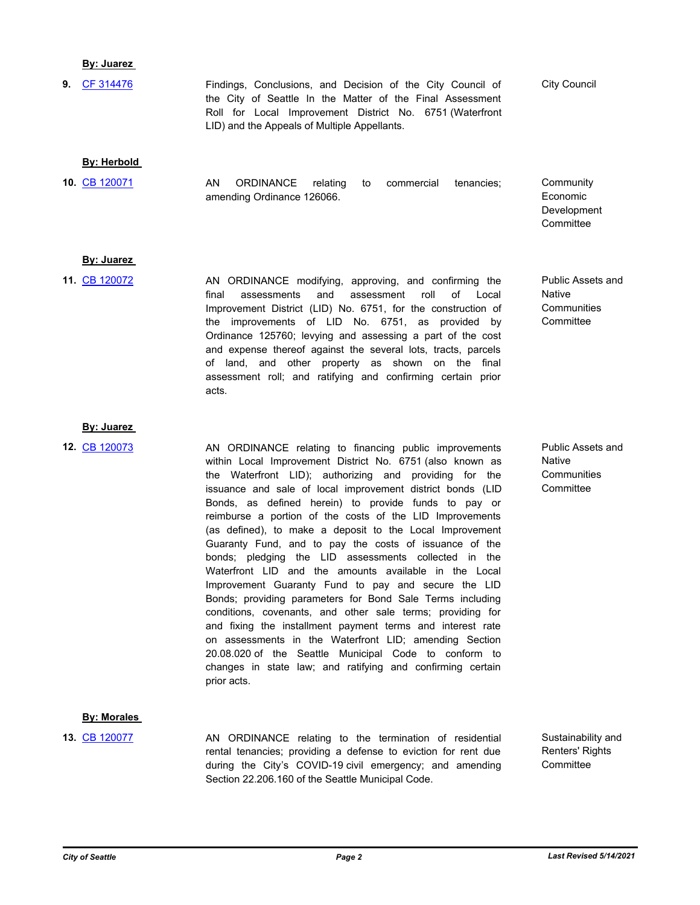**By: Juarez**

| | | | |
|---|---|---|---|
| **9.** | CF 314476 | Findings, Conclusions, and Decision of the City Council of the City of Seattle In the Matter of the Final Assessment Roll for Local Improvement District No. 6751 (Waterfront LID) and the Appeals of Multiple Appellants. | City Council |

**By: Herbold**

| | | | |
|---|---|---|---|
| **10.** | CB 120071 | AN ORDINANCE relating to commercial tenancies; amending Ordinance 126066. | Community Economic Development Committee |

**By: Juarez**

| | | | |
|---|---|---|---|
| **11.** | CB 120072 | AN ORDINANCE modifying, approving, and confirming the final assessments and assessment roll of Local Improvement District (LID) No. 6751, for the construction of the improvements of LID No. 6751, as provided by Ordinance 125760; levying and assessing a part of the cost and expense thereof against the several lots, tracts, parcels of land, and other property as shown on the final assessment roll; and ratifying and confirming certain prior acts. | Public Assets and Native Communities Committee |

**By: Juarez**

| | | | |
|---|---|---|---|
| **12.** | CB 120073 | AN ORDINANCE relating to financing public improvements within Local Improvement District No. 6751 (also known as the Waterfront LID); authorizing and providing for the issuance and sale of local improvement district bonds (LID Bonds, as defined herein) to provide funds to pay or reimburse a portion of the costs of the LID Improvements (as defined), to make a deposit to the Local Improvement Guaranty Fund, and to pay the costs of issuance of the bonds; pledging the LID assessments collected in the Waterfront LID and the amounts available in the Local Improvement Guaranty Fund to pay and secure the LID Bonds; providing parameters for Bond Sale Terms including conditions, covenants, and other sale terms; providing for and fixing the installment payment terms and interest rate on assessments in the Waterfront LID; amending Section 20.08.020 of the Seattle Municipal Code to conform to changes in state law; and ratifying and confirming certain prior acts. | Public Assets and Native Communities Committee |

**By: Morales**

| | | | |
|---|---|---|---|
| **13.** | CB 120077 | AN ORDINANCE relating to the termination of residential rental tenancies; providing a defense to eviction for rent due during the City's COVID-19 civil emergency; and amending Section 22.206.160 of the Seattle Municipal Code. | Sustainability and Renters' Rights Committee |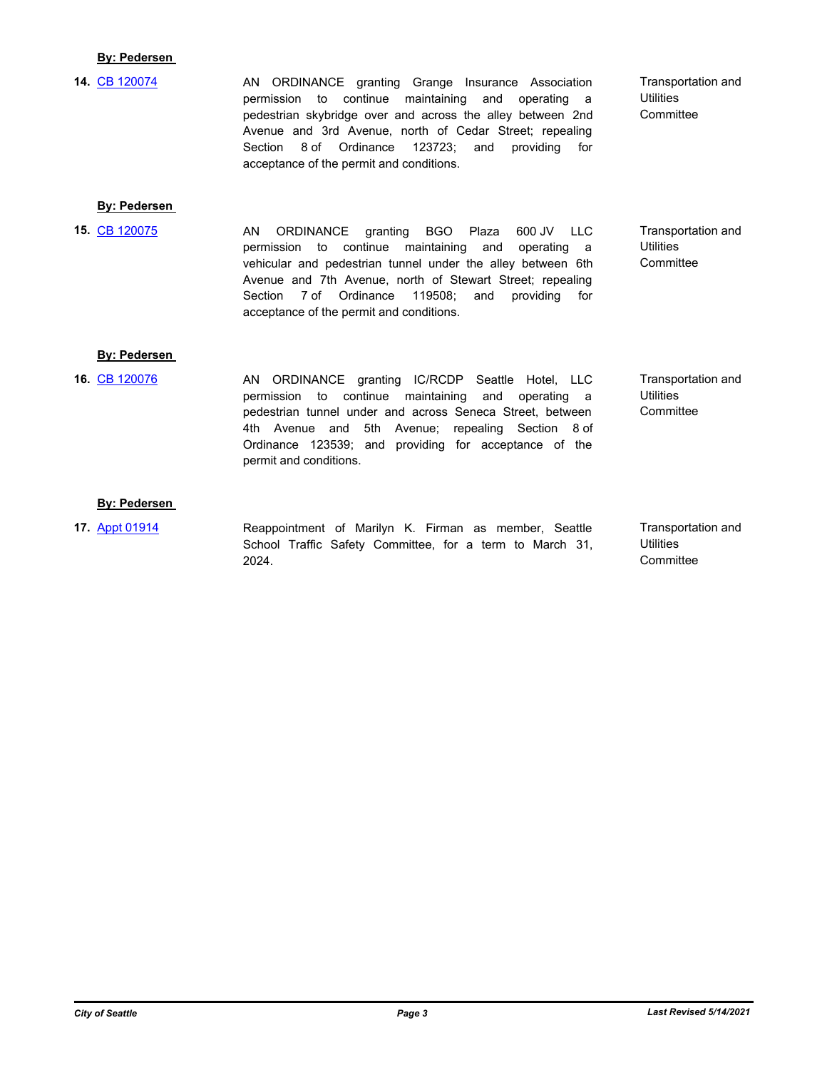**By: Pedersen**

**14.** CB 120074

AN ORDINANCE granting Grange Insurance Association permission to continue maintaining and operating a pedestrian skybridge over and across the alley between 2nd Avenue and 3rd Avenue, north of Cedar Street; repealing Section 8 of Ordinance 123723; and providing for acceptance of the permit and conditions.

Transportation and Utilities Committee

**By: Pedersen**

**15.** CB 120075

AN ORDINANCE granting BGO Plaza 600 JV LLC permission to continue maintaining and operating a vehicular and pedestrian tunnel under the alley between 6th Avenue and 7th Avenue, north of Stewart Street; repealing Section 7 of Ordinance 119508; and providing for acceptance of the permit and conditions.

Transportation and Utilities Committee

**By: Pedersen**

**16.** CB 120076

AN ORDINANCE granting IC/RCDP Seattle Hotel, LLC permission to continue maintaining and operating a pedestrian tunnel under and across Seneca Street, between 4th Avenue and 5th Avenue; repealing Section 8 of Ordinance 123539; and providing for acceptance of the permit and conditions.

Transportation and Utilities Committee

**By: Pedersen**

**17.** Appt 01914

Reappointment of Marilyn K. Firman as member, Seattle School Traffic Safety Committee, for a term to March 31, 2024.

Transportation and Utilities Committee